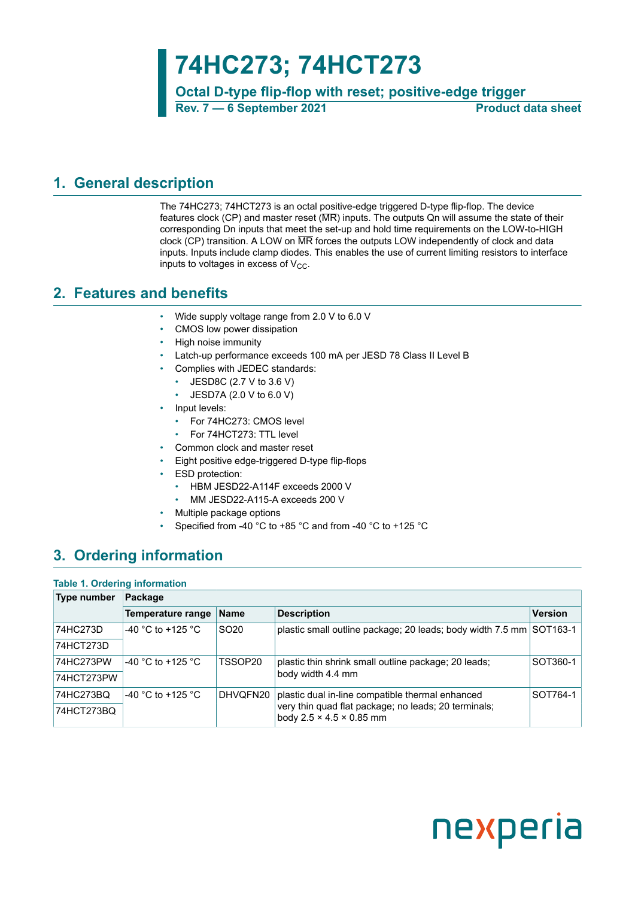# 74HC273; 74HCT273

**Octal D-type flip-flop with reset; positive-edge trigger**

**Rev. 7 — 6 September 2021** **Product data sheet**

## 1. General description

The 74HC273; 74HCT273 is an octal positive-edge triggered D-type flip-flop. The device features clock (CP) and master reset ($\overline{MR}$) inputs. The outputs Qn will assume the state of their corresponding Dn inputs that meet the set-up and hold time requirements on the LOW-to-HIGH clock (CP) transition. A LOW on $\overline{MR}$ forces the outputs LOW independently of clock and data inputs. Inputs include clamp diodes. This enables the use of current limiting resistors to interface inputs to voltages in excess of $V_{CC}$.

## 2. Features and benefits

- Wide supply voltage range from 2.0 V to 6.0 V
- CMOS low power dissipation
- High noise immunity
- Latch-up performance exceeds 100 mA per JESD 78 Class II Level B
- Complies with JEDEC standards:
  - JESD8C (2.7 V to 3.6 V)
  - JESD7A (2.0 V to 6.0 V)
- Input levels:
  - For 74HC273: CMOS level
  - For 74HCT273: TTL level
- Common clock and master reset
- Eight positive edge-triggered D-type flip-flops
- ESD protection:
  - HBM JESD22-A114F exceeds 2000 V
  - MM JESD22-A115-A exceeds 200 V
- Multiple package options
- Specified from -40 °C to +85 °C and from -40 °C to +125 °C

## 3. Ordering information

**Table 1. Ordering information**

| Type number | Package | | | |
|---|---|---|---|---|
| | Temperature range | Name | Description | Version |
| 74HC273D | -40 °C to +125 °C | SO20 | plastic small outline package; 20 leads; body width 7.5 mm | SOT163-1 |
| 74HCT273D | | | | |
| 74HC273PW | -40 °C to +125 °C | TSSOP20 | plastic thin shrink small outline package; 20 leads; body width 4.4 mm | SOT360-1 |
| 74HCT273PW | | | | |
| 74HC273BQ | -40 °C to +125 °C | DHVQFN20 | plastic dual in-line compatible thermal enhanced very thin quad flat package; no leads; 20 terminals; body 2.5 × 4.5 × 0.85 mm | SOT764-1 |
| 74HCT273BQ | | | | |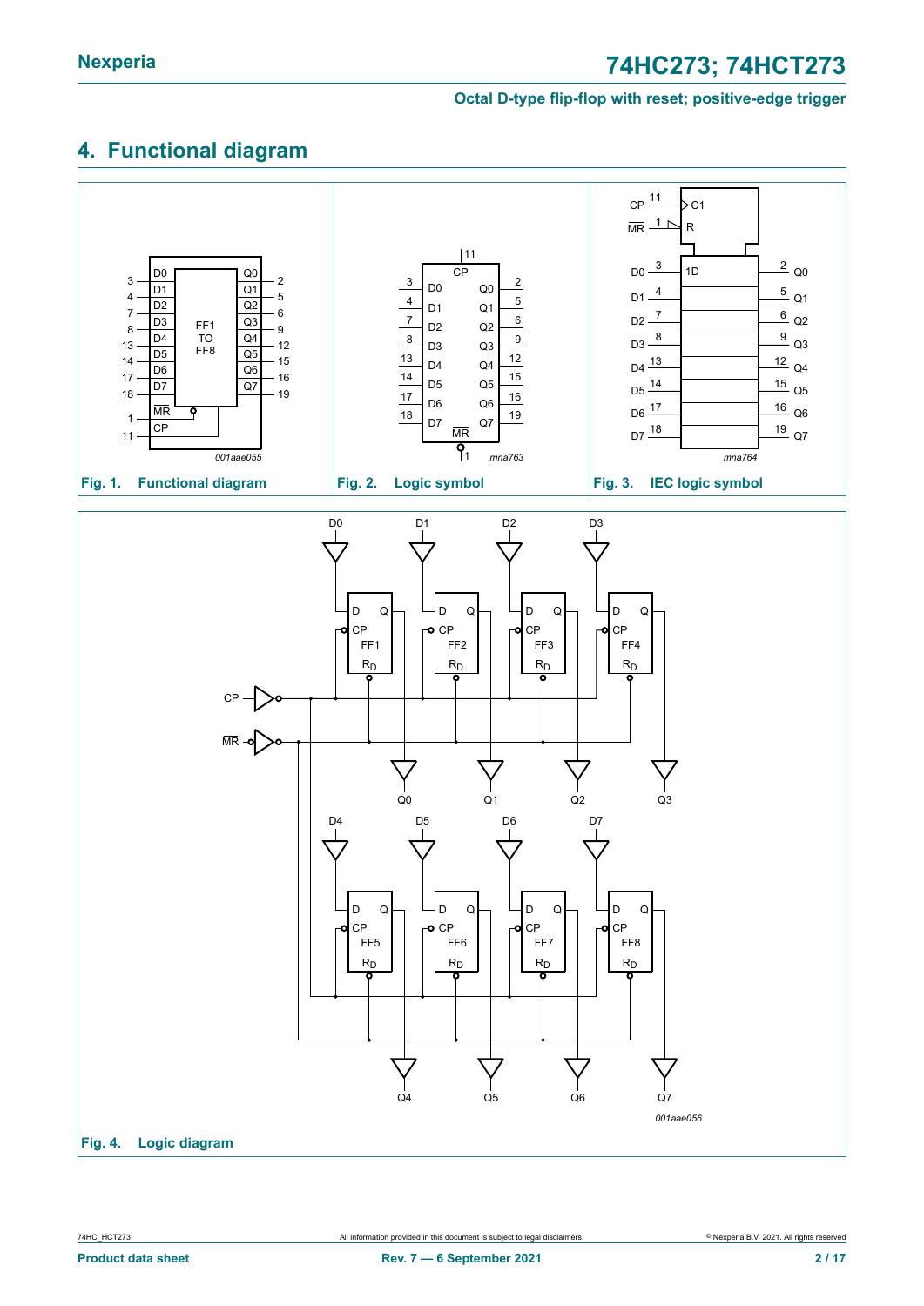## 4. Functional diagram

Fig. 1. Functional diagram

Fig. 2. Logic symbol

Fig. 3. IEC logic symbol

Fig. 4. Logic diagram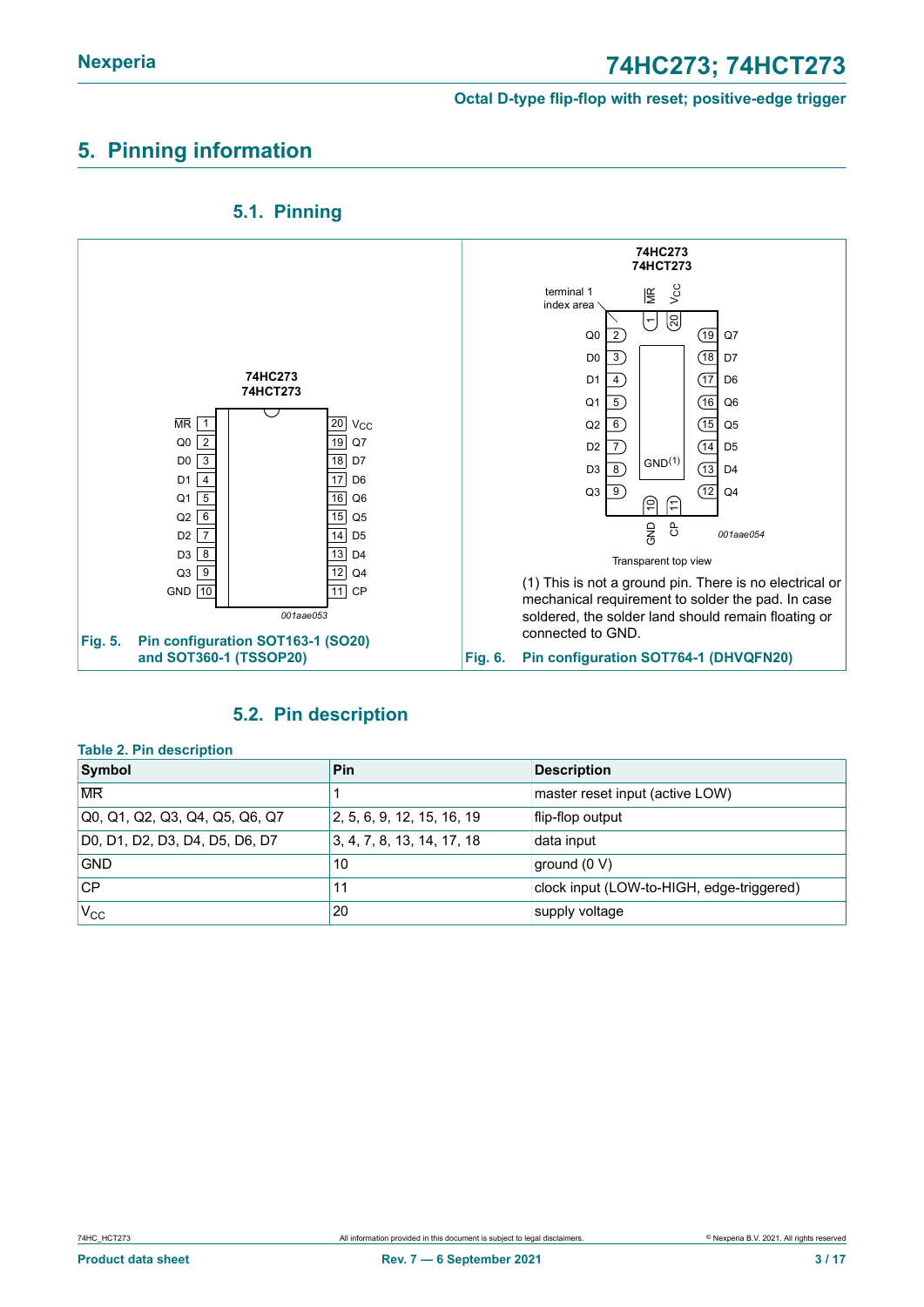# 5. Pinning information

## 5.1. Pinning

Fig. 5. Pin configuration SOT163-1 (SO20) and SOT360-1 (TSSOP20)

(1) This is not a ground pin. There is no electrical or mechanical requirement to solder the pad. In case soldered, the solder land should remain floating or connected to GND.

Fig. 6. Pin configuration SOT764-1 (DHVQFN20)

## 5.2. Pin description

**Table 2. Pin description**

| Symbol | Pin | Description |
|---|---|---|
| $\overline{MR}$ | 1 | master reset input (active LOW) |
| Q0, Q1, Q2, Q3, Q4, Q5, Q6, Q7 | 2, 5, 6, 9, 12, 15, 16, 19 | flip-flop output |
| D0, D1, D2, D3, D4, D5, D6, D7 | 3, 4, 7, 8, 13, 14, 17, 18 | data input |
| GND | 10 | ground (0 V) |
| CP | 11 | clock input (LOW-to-HIGH, edge-triggered) |
| $V_{CC}$ | 20 | supply voltage |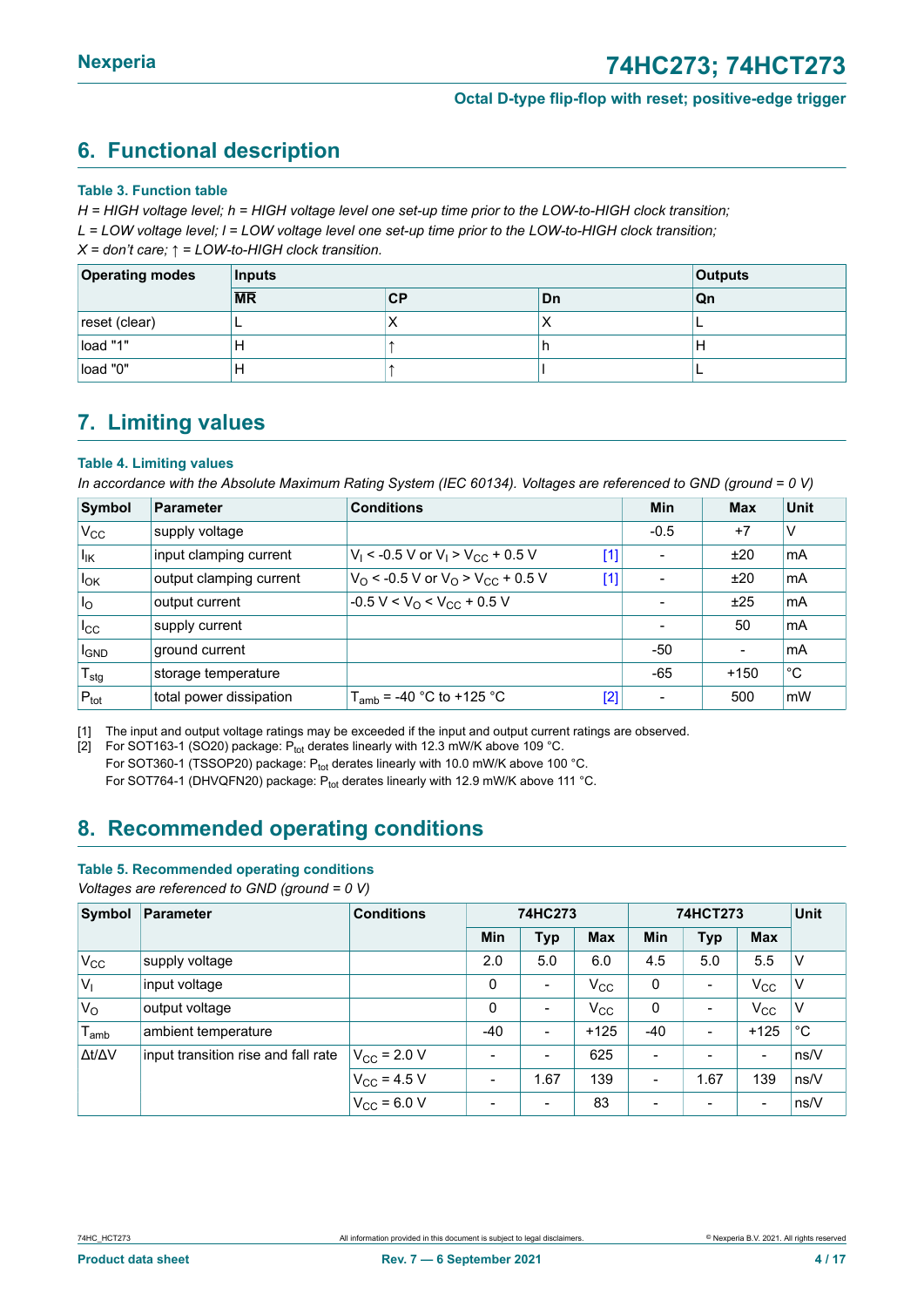## 6. Functional description

**Table 3. Function table**

*H = HIGH voltage level; h = HIGH voltage level one set-up time prior to the LOW-to-HIGH clock transition;*
*L = LOW voltage level; l = LOW voltage level one set-up time prior to the LOW-to-HIGH clock transition;*
*X = don't care; ↑ = LOW-to-HIGH clock transition.*

| Operating modes | Inputs | | | Outputs |
|---|---|---|---|---|
| | $\overline{MR}$ | CP | Dn | Qn |
| reset (clear) | L | X | X | L |
| load "1" | H | ↑ | h | H |
| load "0" | H | ↑ | l | L |

## 7. Limiting values

**Table 4. Limiting values**

*In accordance with the Absolute Maximum Rating System (IEC 60134). Voltages are referenced to GND (ground = 0 V)*

| Symbol | Parameter | Conditions | Min | Max | Unit |
|---|---|---|---|---|---|
| $V_{CC}$ | supply voltage | | -0.5 | +7 | V |
| $I_{IK}$ | input clamping current | $V_I < -0.5$ V or $V_I > V_{CC} + 0.5$ V [1] | - | ±20 | mA |
| $I_{OK}$ | output clamping current | $V_O < -0.5$ V or $V_O > V_{CC} + 0.5$ V [1] | - | ±20 | mA |
| $I_O$ | output current | $-0.5$ V $< V_O < V_{CC} + 0.5$ V | - | ±25 | mA |
| $I_{CC}$ | supply current | | - | 50 | mA |
| $I_{GND}$ | ground current | | -50 | - | mA |
| $T_{stg}$ | storage temperature | | -65 | +150 | °C |
| $P_{tot}$ | total power dissipation | $T_{amb}$ = -40 °C to +125 °C [2] | - | 500 | mW |

[1] The input and output voltage ratings may be exceeded if the input and output current ratings are observed.

[2] For SOT163-1 (SO20) package: $P_{tot}$ derates linearly with 12.3 mW/K above 109 °C.
For SOT360-1 (TSSOP20) package: $P_{tot}$ derates linearly with 10.0 mW/K above 100 °C.
For SOT764-1 (DHVQFN20) package: $P_{tot}$ derates linearly with 12.9 mW/K above 111 °C.

## 8. Recommended operating conditions

**Table 5. Recommended operating conditions**

*Voltages are referenced to GND (ground = 0 V)*

| Symbol | Parameter | Conditions | 74HC273 | | | 74HCT273 | | | Unit |
|---|---|---|---|---|---|---|---|---|---|
| | | | Min | Typ | Max | Min | Typ | Max | |
| $V_{CC}$ | supply voltage | | 2.0 | 5.0 | 6.0 | 4.5 | 5.0 | 5.5 | V |
| $V_I$ | input voltage | | 0 | - | $V_{CC}$ | 0 | - | $V_{CC}$ | V |
| $V_O$ | output voltage | | 0 | - | $V_{CC}$ | 0 | - | $V_{CC}$ | V |
| $T_{amb}$ | ambient temperature | | -40 | - | +125 | -40 | - | +125 | °C |
| $\Delta t/\Delta V$ | input transition rise and fall rate | $V_{CC}$ = 2.0 V | - | - | 625 | - | - | - | ns/V |
| | | $V_{CC}$ = 4.5 V | - | 1.67 | 139 | - | 1.67 | 139 | ns/V |
| | | $V_{CC}$ = 6.0 V | - | - | 83 | - | - | - | ns/V |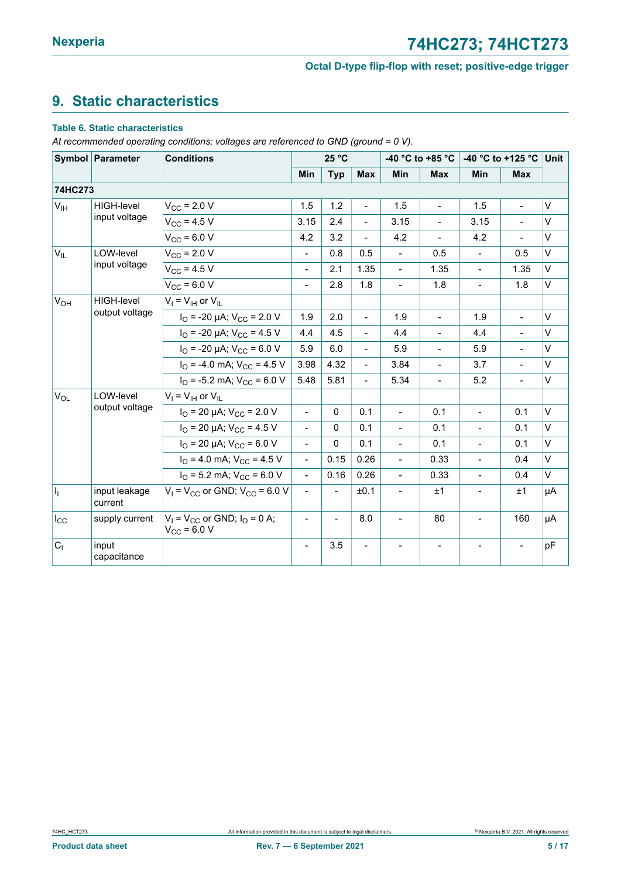# 9. Static characteristics

**Table 6. Static characteristics**

*At recommended operating conditions; voltages are referenced to GND (ground = 0 V).*

| Symbol | Parameter | Conditions | 25 °C | | | -40 °C to +85 °C | | -40 °C to +125 °C | | Unit |
|---|---|---|---|---|---|---|---|---|---|---|
| | | | Min | Typ | Max | Min | Max | Min | Max | |
| **74HC273** | | | | | | | | | | |
| $V_{IH}$ | HIGH-level input voltage | $V_{CC}$ = 2.0 V | 1.5 | 1.2 | - | 1.5 | - | 1.5 | - | V |
| | | $V_{CC}$ = 4.5 V | 3.15 | 2.4 | - | 3.15 | - | 3.15 | - | V |
| | | $V_{CC}$ = 6.0 V | 4.2 | 3.2 | - | 4.2 | - | 4.2 | - | V |
| $V_{IL}$ | LOW-level input voltage | $V_{CC}$ = 2.0 V | - | 0.8 | 0.5 | - | 0.5 | - | 0.5 | V |
| | | $V_{CC}$ = 4.5 V | - | 2.1 | 1.35 | - | 1.35 | - | 1.35 | V |
| | | $V_{CC}$ = 6.0 V | - | 2.8 | 1.8 | - | 1.8 | - | 1.8 | V |
| $V_{OH}$ | HIGH-level output voltage | $V_I = V_{IH}$ or $V_{IL}$ | | | | | | | | |
| | | $I_O$ = -20 μA; $V_{CC}$ = 2.0 V | 1.9 | 2.0 | - | 1.9 | - | 1.9 | - | V |
| | | $I_O$ = -20 μA; $V_{CC}$ = 4.5 V | 4.4 | 4.5 | - | 4.4 | - | 4.4 | - | V |
| | | $I_O$ = -20 μA; $V_{CC}$ = 6.0 V | 5.9 | 6.0 | - | 5.9 | - | 5.9 | - | V |
| | | $I_O$ = -4.0 mA; $V_{CC}$ = 4.5 V | 3.98 | 4.32 | - | 3.84 | - | 3.7 | - | V |
| | | $I_O$ = -5.2 mA; $V_{CC}$ = 6.0 V | 5.48 | 5.81 | - | 5.34 | - | 5.2 | - | V |
| $V_{OL}$ | LOW-level output voltage | $V_I = V_{IH}$ or $V_{IL}$ | | | | | | | | |
| | | $I_O$ = 20 μA; $V_{CC}$ = 2.0 V | - | 0 | 0.1 | - | 0.1 | - | 0.1 | V |
| | | $I_O$ = 20 μA; $V_{CC}$ = 4.5 V | - | 0 | 0.1 | - | 0.1 | - | 0.1 | V |
| | | $I_O$ = 20 μA; $V_{CC}$ = 6.0 V | - | 0 | 0.1 | - | 0.1 | - | 0.1 | V |
| | | $I_O$ = 4.0 mA; $V_{CC}$ = 4.5 V | - | 0.15 | 0.26 | - | 0.33 | - | 0.4 | V |
| | | $I_O$ = 5.2 mA; $V_{CC}$ = 6.0 V | - | 0.16 | 0.26 | - | 0.33 | - | 0.4 | V |
| $I_I$ | input leakage current | $V_I = V_{CC}$ or GND; $V_{CC}$ = 6.0 V | - | - | ±0.1 | - | ±1 | - | ±1 | μA |
| $I_{CC}$ | supply current | $V_I = V_{CC}$ or GND; $I_O$ = 0 A; $V_{CC}$ = 6.0 V | - | - | 8.0 | - | 80 | - | 160 | μA |
| $C_I$ | input capacitance | | - | 3.5 | - | - | - | - | - | pF |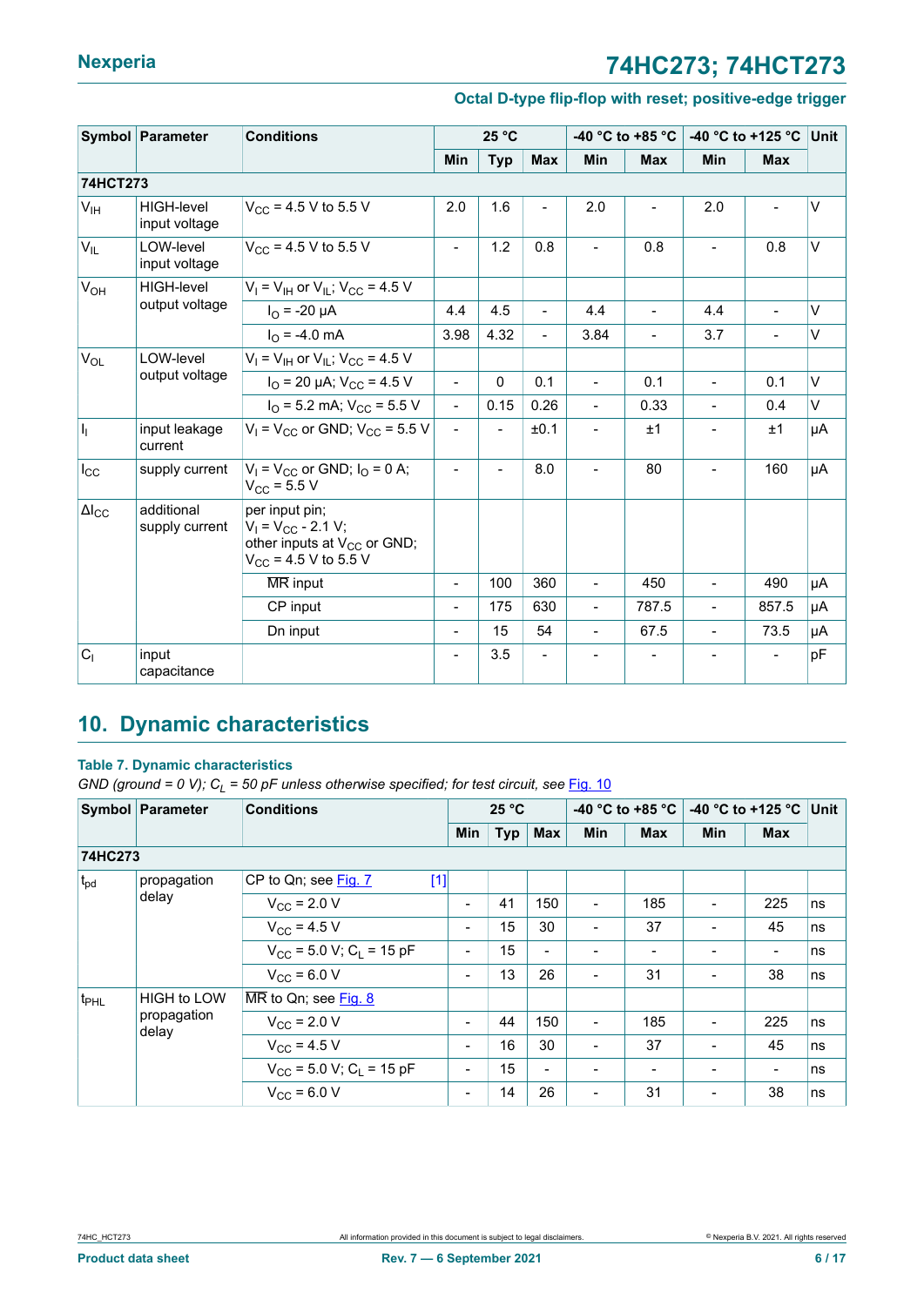| Symbol | Parameter | Conditions | 25 °C | | | -40 °C to +85 °C | | -40 °C to +125 °C | | Unit |
|---|---|---|---|---|---|---|---|---|---|---|
| | | | Min | Typ | Max | Min | Max | Min | Max | |
| **74HCT273** | | | | | | | | | | |
| $V_{IH}$ | HIGH-level input voltage | $V_{CC}$ = 4.5 V to 5.5 V | 2.0 | 1.6 | - | 2.0 | - | 2.0 | - | V |
| $V_{IL}$ | LOW-level input voltage | $V_{CC}$ = 4.5 V to 5.5 V | - | 1.2 | 0.8 | - | 0.8 | - | 0.8 | V |
| $V_{OH}$ | HIGH-level output voltage | $V_I = V_{IH}$ or $V_{IL}$; $V_{CC}$ = 4.5 V | | | | | | | | |
| | | $I_O$ = -20 µA | 4.4 | 4.5 | - | 4.4 | - | 4.4 | - | V |
| | | $I_O$ = -4.0 mA | 3.98 | 4.32 | - | 3.84 | - | 3.7 | - | V |
| $V_{OL}$ | LOW-level output voltage | $V_I = V_{IH}$ or $V_{IL}$; $V_{CC}$ = 4.5 V | | | | | | | | |
| | | $I_O$ = 20 µA; $V_{CC}$ = 4.5 V | - | 0 | 0.1 | - | 0.1 | - | 0.1 | V |
| | | $I_O$ = 5.2 mA; $V_{CC}$ = 5.5 V | - | 0.15 | 0.26 | - | 0.33 | - | 0.4 | V |
| $I_I$ | input leakage current | $V_I = V_{CC}$ or GND; $V_{CC}$ = 5.5 V | - | - | ±0.1 | - | ±1 | - | ±1 | µA |
| $I_{CC}$ | supply current | $V_I = V_{CC}$ or GND; $I_O$ = 0 A; $V_{CC}$ = 5.5 V | - | - | 8.0 | - | 80 | - | 160 | µA |
| $\Delta I_{CC}$ | additional supply current | per input pin; $V_I = V_{CC}$ - 2.1 V; other inputs at $V_{CC}$ or GND; $V_{CC}$ = 4.5 V to 5.5 V | | | | | | | | |
| | | $\overline{MR}$ input | - | 100 | 360 | - | 450 | - | 490 | µA |
| | | CP input | - | 175 | 630 | - | 787.5 | - | 857.5 | µA |
| | | Dn input | - | 15 | 54 | - | 67.5 | - | 73.5 | µA |
| $C_I$ | input capacitance | | - | 3.5 | - | - | - | - | - | pF |

## 10. Dynamic characteristics

**Table 7. Dynamic characteristics**

*GND (ground = 0 V); $C_L$ = 50 pF unless otherwise specified; for test circuit, see Fig. 10*

| Symbol | Parameter | Conditions | 25 °C | | | -40 °C to +85 °C | | -40 °C to +125 °C | | Unit |
|---|---|---|---|---|---|---|---|---|---|---|
| | | | Min | Typ | Max | Min | Max | Min | Max | |
| **74HC273** | | | | | | | | | | |
| $t_{pd}$ | propagation delay | CP to Qn; see Fig. 7 [1] | | | | | | | | |
| | | $V_{CC}$ = 2.0 V | - | 41 | 150 | - | 185 | - | 225 | ns |
| | | $V_{CC}$ = 4.5 V | - | 15 | 30 | - | 37 | - | 45 | ns |
| | | $V_{CC}$ = 5.0 V; $C_L$ = 15 pF | - | 15 | - | - | - | - | - | ns |
| | | $V_{CC}$ = 6.0 V | - | 13 | 26 | - | 31 | - | 38 | ns |
| $t_{PHL}$ | HIGH to LOW propagation delay | $\overline{MR}$ to Qn; see Fig. 8 | | | | | | | | |
| | | $V_{CC}$ = 2.0 V | - | 44 | 150 | - | 185 | - | 225 | ns |
| | | $V_{CC}$ = 4.5 V | - | 16 | 30 | - | 37 | - | 45 | ns |
| | | $V_{CC}$ = 5.0 V; $C_L$ = 15 pF | - | 15 | - | - | - | - | - | ns |
| | | $V_{CC}$ = 6.0 V | - | 14 | 26 | - | 31 | - | 38 | ns |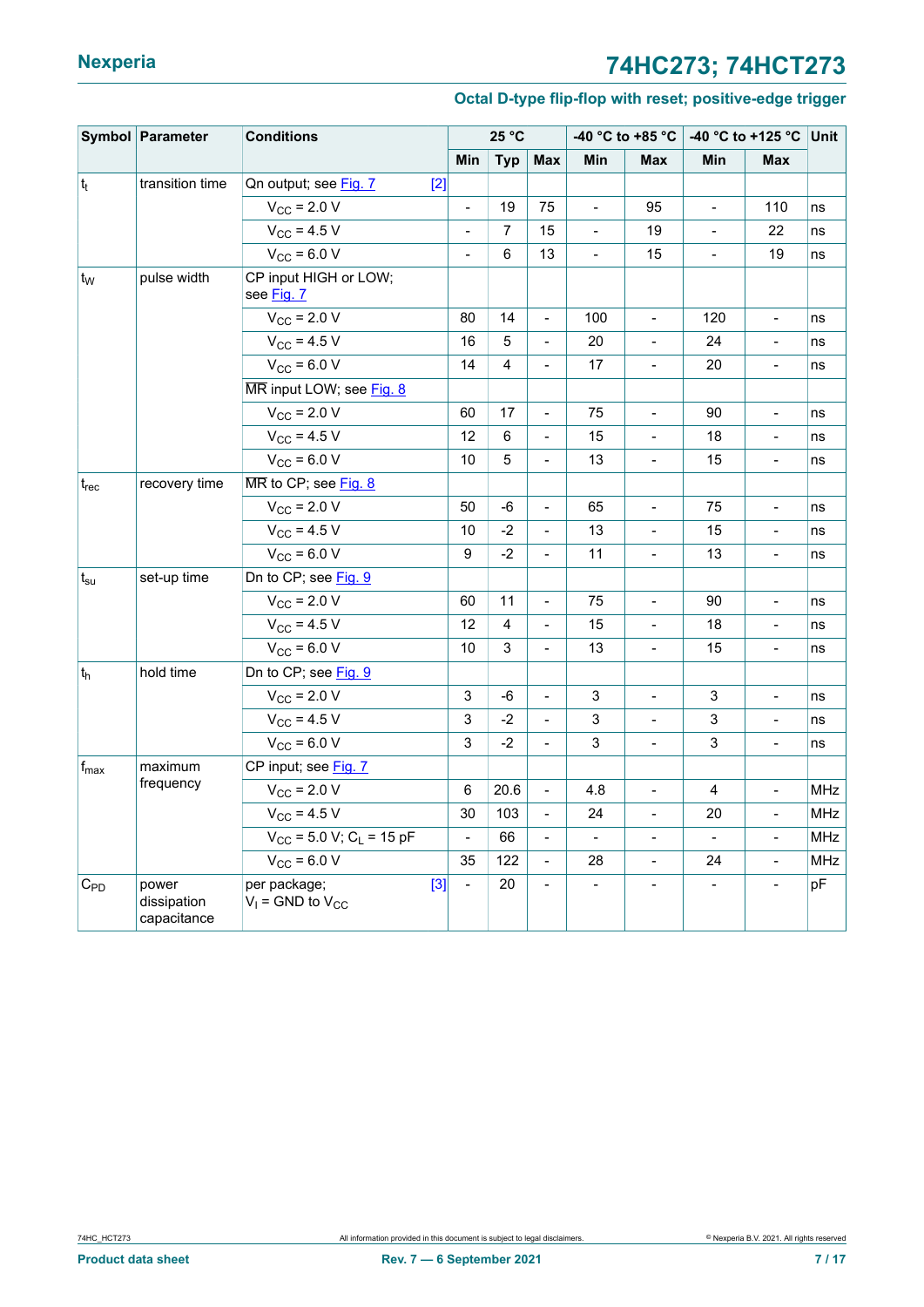| Symbol | Parameter | Conditions | 25 °C | | | -40 °C to +85 °C | | -40 °C to +125 °C | | Unit |
|---|---|---|---|---|---|---|---|---|---|---|
| | | | Min | Typ | Max | Min | Max | Min | Max | |
| $t_t$ | transition time | Qn output; see Fig. 7 [2] | | | | | | | | |
| | | $V_{CC}$ = 2.0 V | - | 19 | 75 | - | 95 | - | 110 | ns |
| | | $V_{CC}$ = 4.5 V | - | 7 | 15 | - | 19 | - | 22 | ns |
| | | $V_{CC}$ = 6.0 V | - | 6 | 13 | - | 15 | - | 19 | ns |
| $t_W$ | pulse width | CP input HIGH or LOW; see Fig. 7 | | | | | | | | |
| | | $V_{CC}$ = 2.0 V | 80 | 14 | - | 100 | - | 120 | - | ns |
| | | $V_{CC}$ = 4.5 V | 16 | 5 | - | 20 | - | 24 | - | ns |
| | | $V_{CC}$ = 6.0 V | 14 | 4 | - | 17 | - | 20 | - | ns |
| | | $\overline{MR}$ input LOW; see Fig. 8 | | | | | | | | |
| | | $V_{CC}$ = 2.0 V | 60 | 17 | - | 75 | - | 90 | - | ns |
| | | $V_{CC}$ = 4.5 V | 12 | 6 | - | 15 | - | 18 | - | ns |
| | | $V_{CC}$ = 6.0 V | 10 | 5 | - | 13 | - | 15 | - | ns |
| $t_{rec}$ | recovery time | $\overline{MR}$ to CP; see Fig. 8 | | | | | | | | |
| | | $V_{CC}$ = 2.0 V | 50 | -6 | - | 65 | - | 75 | - | ns |
| | | $V_{CC}$ = 4.5 V | 10 | -2 | - | 13 | - | 15 | - | ns |
| | | $V_{CC}$ = 6.0 V | 9 | -2 | - | 11 | - | 13 | - | ns |
| $t_{su}$ | set-up time | Dn to CP; see Fig. 9 | | | | | | | | |
| | | $V_{CC}$ = 2.0 V | 60 | 11 | - | 75 | - | 90 | - | ns |
| | | $V_{CC}$ = 4.5 V | 12 | 4 | - | 15 | - | 18 | - | ns |
| | | $V_{CC}$ = 6.0 V | 10 | 3 | - | 13 | - | 15 | - | ns |
| $t_h$ | hold time | Dn to CP; see Fig. 9 | | | | | | | | |
| | | $V_{CC}$ = 2.0 V | 3 | -6 | - | 3 | - | 3 | - | ns |
| | | $V_{CC}$ = 4.5 V | 3 | -2 | - | 3 | - | 3 | - | ns |
| | | $V_{CC}$ = 6.0 V | 3 | -2 | - | 3 | - | 3 | - | ns |
| $f_{max}$ | maximum frequency | CP input; see Fig. 7 | | | | | | | | |
| | | $V_{CC}$ = 2.0 V | 6 | 20.6 | - | 4.8 | - | 4 | - | MHz |
| | | $V_{CC}$ = 4.5 V | 30 | 103 | - | 24 | - | 20 | - | MHz |
| | | $V_{CC}$ = 5.0 V; $C_L$ = 15 pF | - | 66 | - | - | - | - | - | MHz |
| | | $V_{CC}$ = 6.0 V | 35 | 122 | - | 28 | - | 24 | - | MHz |
| $C_{PD}$ | power dissipation capacitance | per package; $V_I$ = GND to $V_{CC}$ [3] | - | 20 | - | - | - | - | - | pF |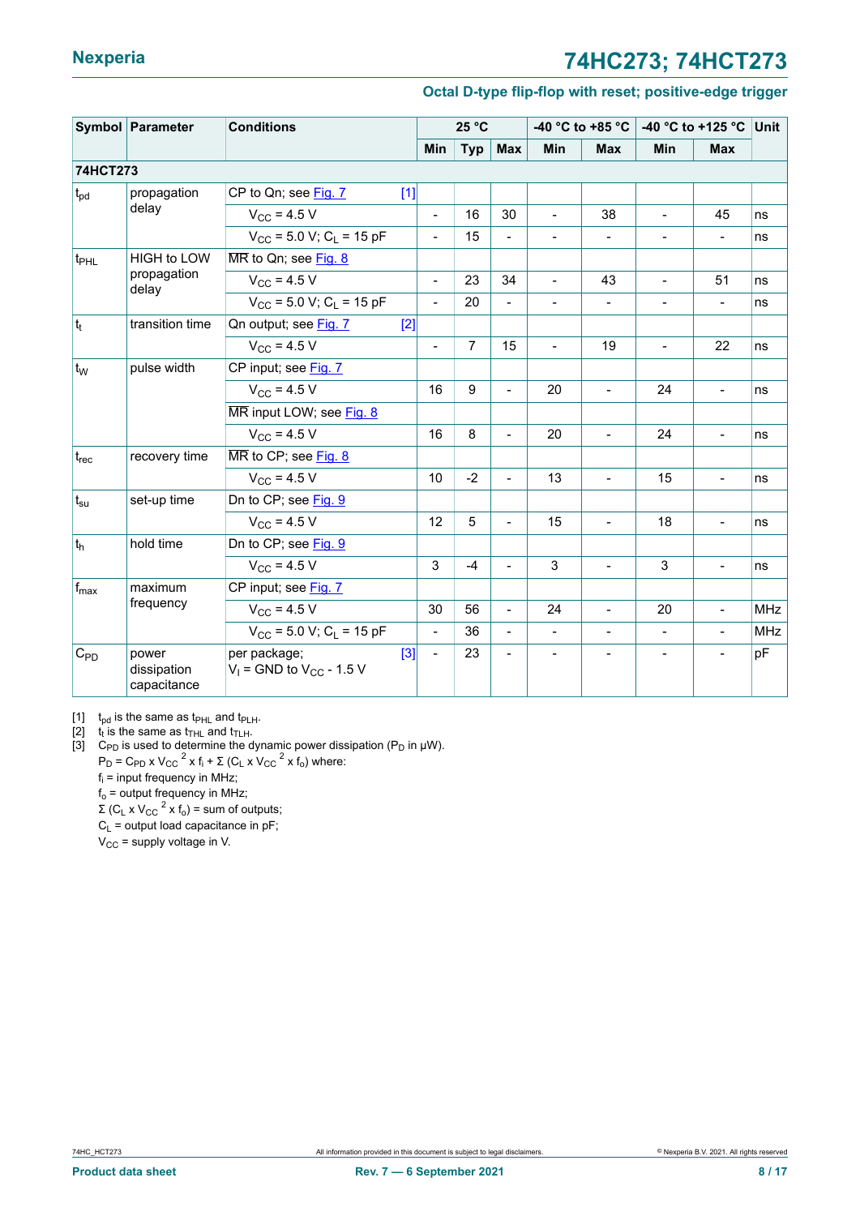| Symbol | Parameter | Conditions | | 25 °C | | | -40 °C to +85 °C | | -40 °C to +125 °C | | Unit |
|---|---|---|---|---|---|---|---|---|---|---|---|
| | | | | Min | Typ | Max | Min | Max | Min | Max | |
| **74HCT273** | | | | | | | | | | | |
| $t_{pd}$ | propagation delay | CP to Qn; see Fig. 7 | [1] | | | | | | | | |
| | | $V_{CC}$ = 4.5 V | | - | 16 | 30 | - | 38 | - | 45 | ns |
| | | $V_{CC}$ = 5.0 V; $C_L$ = 15 pF | | - | 15 | - | - | - | - | - | ns |
| $t_{PHL}$ | HIGH to LOW propagation delay | $\overline{MR}$ to Qn; see Fig. 8 | | | | | | | | | |
| | | $V_{CC}$ = 4.5 V | | - | 23 | 34 | - | 43 | - | 51 | ns |
| | | $V_{CC}$ = 5.0 V; $C_L$ = 15 pF | | - | 20 | - | - | - | - | - | ns |
| $t_t$ | transition time | Qn output; see Fig. 7 | [2] | | | | | | | | |
| | | $V_{CC}$ = 4.5 V | | - | 7 | 15 | - | 19 | - | 22 | ns |
| $t_W$ | pulse width | CP input; see Fig. 7 | | | | | | | | | |
| | | $V_{CC}$ = 4.5 V | | 16 | 9 | - | 20 | - | 24 | - | ns |
| | | $\overline{MR}$ input LOW; see Fig. 8 | | | | | | | | | |
| | | $V_{CC}$ = 4.5 V | | 16 | 8 | - | 20 | - | 24 | - | ns |
| $t_{rec}$ | recovery time | $\overline{MR}$ to CP; see Fig. 8 | | | | | | | | | |
| | | $V_{CC}$ = 4.5 V | | 10 | -2 | - | 13 | - | 15 | - | ns |
| $t_{su}$ | set-up time | Dn to CP; see Fig. 9 | | | | | | | | | |
| | | $V_{CC}$ = 4.5 V | | 12 | 5 | - | 15 | - | 18 | - | ns |
| $t_h$ | hold time | Dn to CP; see Fig. 9 | | | | | | | | | |
| | | $V_{CC}$ = 4.5 V | | 3 | -4 | - | 3 | - | 3 | - | ns |
| $f_{max}$ | maximum frequency | CP input; see Fig. 7 | | | | | | | | | |
| | | $V_{CC}$ = 4.5 V | | 30 | 56 | - | 24 | - | 20 | - | MHz |
| | | $V_{CC}$ = 5.0 V; $C_L$ = 15 pF | | - | 36 | - | - | - | - | - | MHz |
| $C_{PD}$ | power dissipation capacitance | per package; $V_I$ = GND to $V_{CC}$ - 1.5 V | [3] | - | 23 | - | - | - | - | - | pF |

[1] $t_{pd}$ is the same as $t_{PHL}$ and $t_{PLH}$.

[2] $t_t$ is the same as $t_{THL}$ and $t_{TLH}$.

[3] $C_{PD}$ is used to determine the dynamic power dissipation ($P_D$ in μW).

$P_D = C_{PD} \times V_{CC}^2 \times f_i + \Sigma (C_L \times V_{CC}^2 \times f_o)$ where:

$f_i$ = input frequency in MHz;

$f_o$ = output frequency in MHz;

$\Sigma (C_L \times V_{CC}^2 \times f_o)$ = sum of outputs;

$C_L$ = output load capacitance in pF;

$V_{CC}$ = supply voltage in V.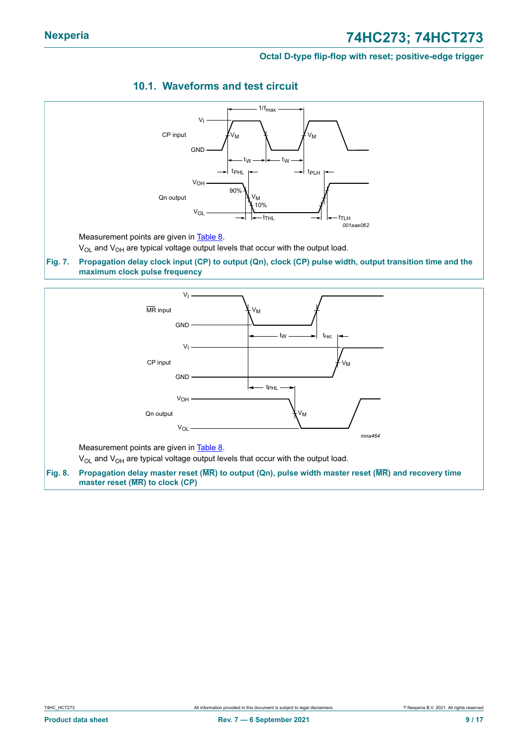### 10.1. Waveforms and test circuit

Measurement points are given in Table 8.

$V_{OL}$ and $V_{OH}$ are typical voltage output levels that occur with the output load.

**Fig. 7. Propagation delay clock input (CP) to output (Qn), clock (CP) pulse width, output transition time and the maximum clock pulse frequency**

Measurement points are given in Table 8.

$V_{OL}$ and $V_{OH}$ are typical voltage output levels that occur with the output load.

**Fig. 8. Propagation delay master reset ($\overline{MR}$) to output (Qn), pulse width master reset ($\overline{MR}$) and recovery time master reset ($\overline{MR}$) to clock (CP)**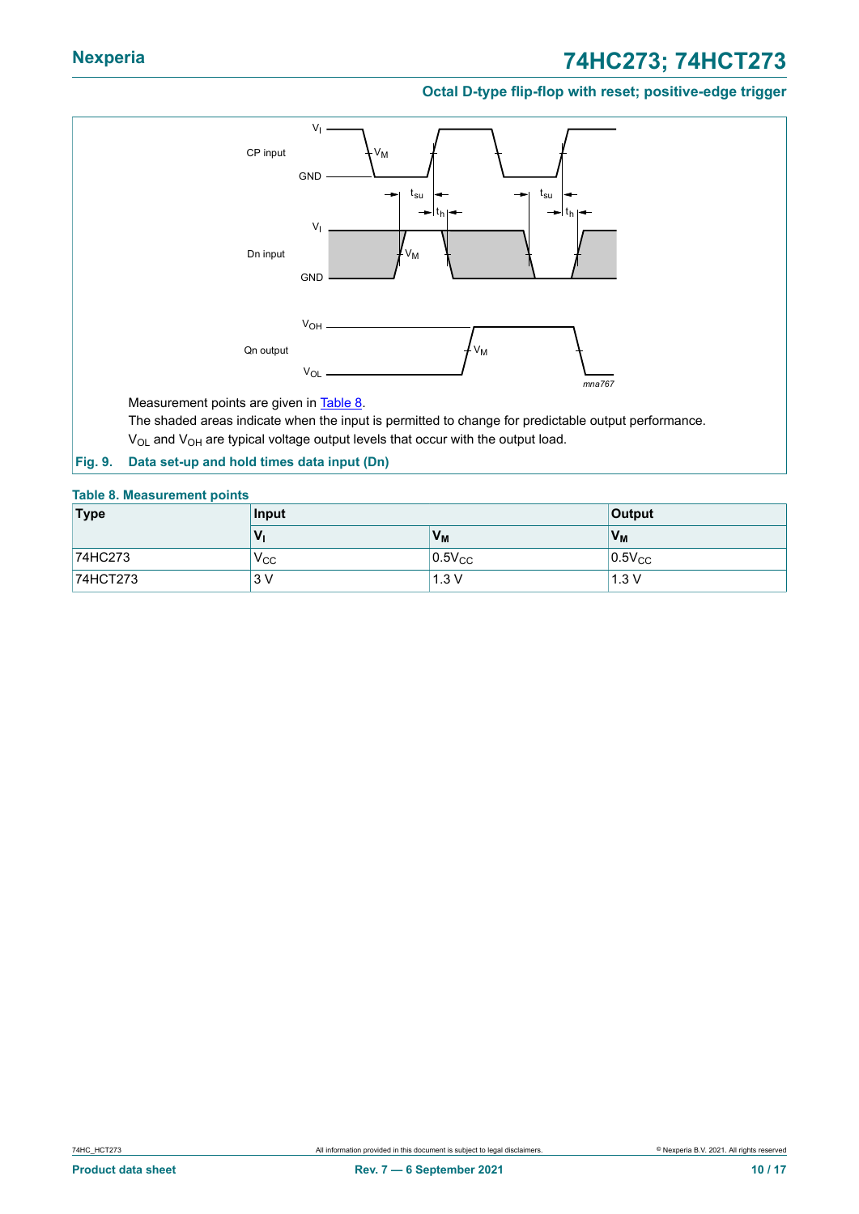Measurement points are given in Table 8.

The shaded areas indicate when the input is permitted to change for predictable output performance.

$V_{OL}$ and $V_{OH}$ are typical voltage output levels that occur with the output load.

**Fig. 9. Data set-up and hold times data input (Dn)**

**Table 8. Measurement points**

| Type | Input | | Output |
|---|---|---|---|
| | $V_I$ | $V_M$ | $V_M$ |
| 74HC273 | $V_{CC}$ | $0.5V_{CC}$ | $0.5V_{CC}$ |
| 74HCT273 | 3 V | 1.3 V | 1.3 V |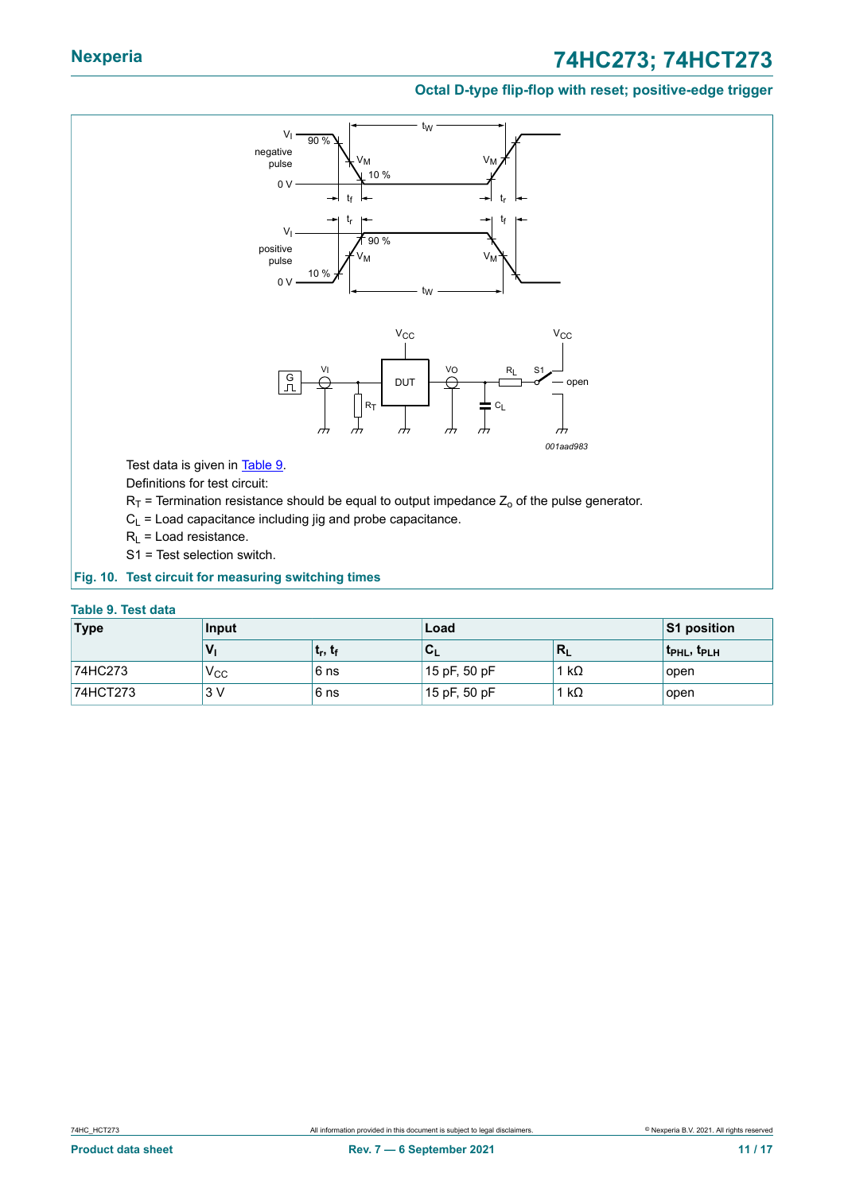Test data is given in Table 9.

Definitions for test circuit:

$R_T$ = Termination resistance should be equal to output impedance $Z_o$ of the pulse generator.

$C_L$ = Load capacitance including jig and probe capacitance.

$R_L$ = Load resistance.

S1 = Test selection switch.

**Fig. 10. Test circuit for measuring switching times**

**Table 9. Test data**

| Type | Input | | Load | | S1 position |
|---|---|---|---|---|---|
| | $V_I$ | $t_r$, $t_f$ | $C_L$ | $R_L$ | $t_{PHL}$, $t_{PLH}$ |
| 74HC273 | $V_{CC}$ | 6 ns | 15 pF, 50 pF | 1 kΩ | open |
| 74HCT273 | 3 V | 6 ns | 15 pF, 50 pF | 1 kΩ | open |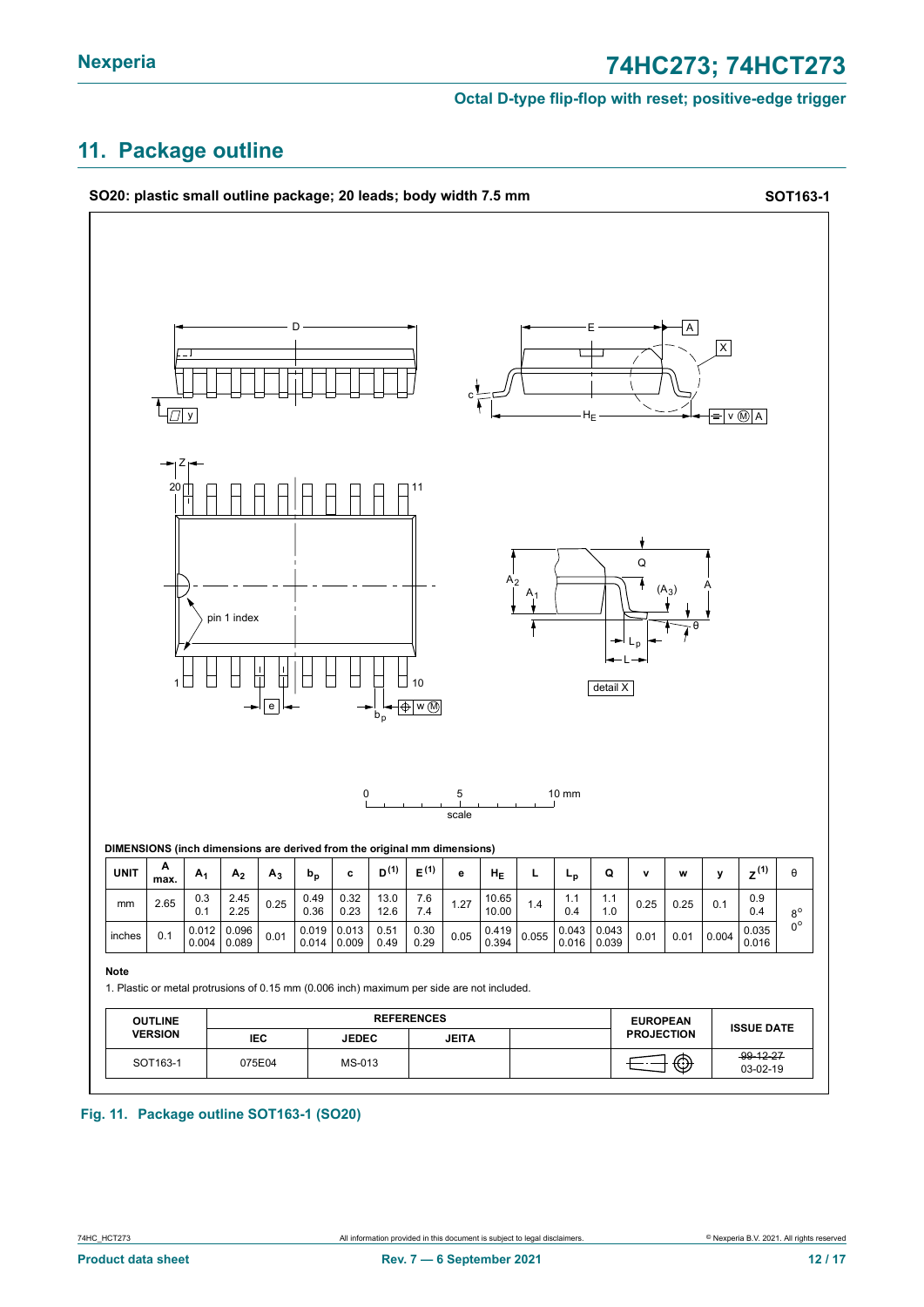## 11. Package outline

**SO20: plastic small outline package; 20 leads; body width 7.5 mm** **SOT163-1**

**DIMENSIONS (inch dimensions are derived from the original mm dimensions)**

| UNIT | A max. | $A_1$ | $A_2$ | $A_3$ | $b_p$ | c | D [1] | E [1] | e | $H_E$ | L | $L_p$ | Q | v | w | y | Z [1] | θ |
|---|---|---|---|---|---|---|---|---|---|---|---|---|---|---|---|---|---|---|
| mm | 2.65 | 0.3<br>0.1 | 2.45<br>2.25 | 0.25 | 0.49<br>0.36 | 0.32<br>0.23 | 13.0<br>12.6 | 7.6<br>7.4 | 1.27 | 10.65<br>10.00 | 1.4 | 1.1<br>0.4 | 1.1<br>1.0 | 0.25 | 0.25 | 0.1 | 0.9<br>0.4 | 8°<br>0° |
| inches | 0.1 | 0.012<br>0.004 | 0.096<br>0.089 | 0.01 | 0.019<br>0.014 | 0.013<br>0.009 | 0.51<br>0.49 | 0.30<br>0.29 | 0.05 | 0.419<br>0.394 | 0.055 | 0.043<br>0.016 | 0.043<br>0.039 | 0.01 | 0.01 | 0.004 | 0.035<br>0.016 | |

**Note**

1. Plastic or metal protrusions of 0.15 mm (0.006 inch) maximum per side are not included.

| OUTLINE VERSION | REFERENCES | | | | EUROPEAN PROJECTION | ISSUE DATE |
|---|---|---|---|---|---|---|
| | IEC | JEDEC | JEITA | | | |
| SOT163-1 | 075E04 | MS-013 | | | | ~~99-12-27~~<br>03-02-19 |

**Fig. 11. Package outline SOT163-1 (SO20)**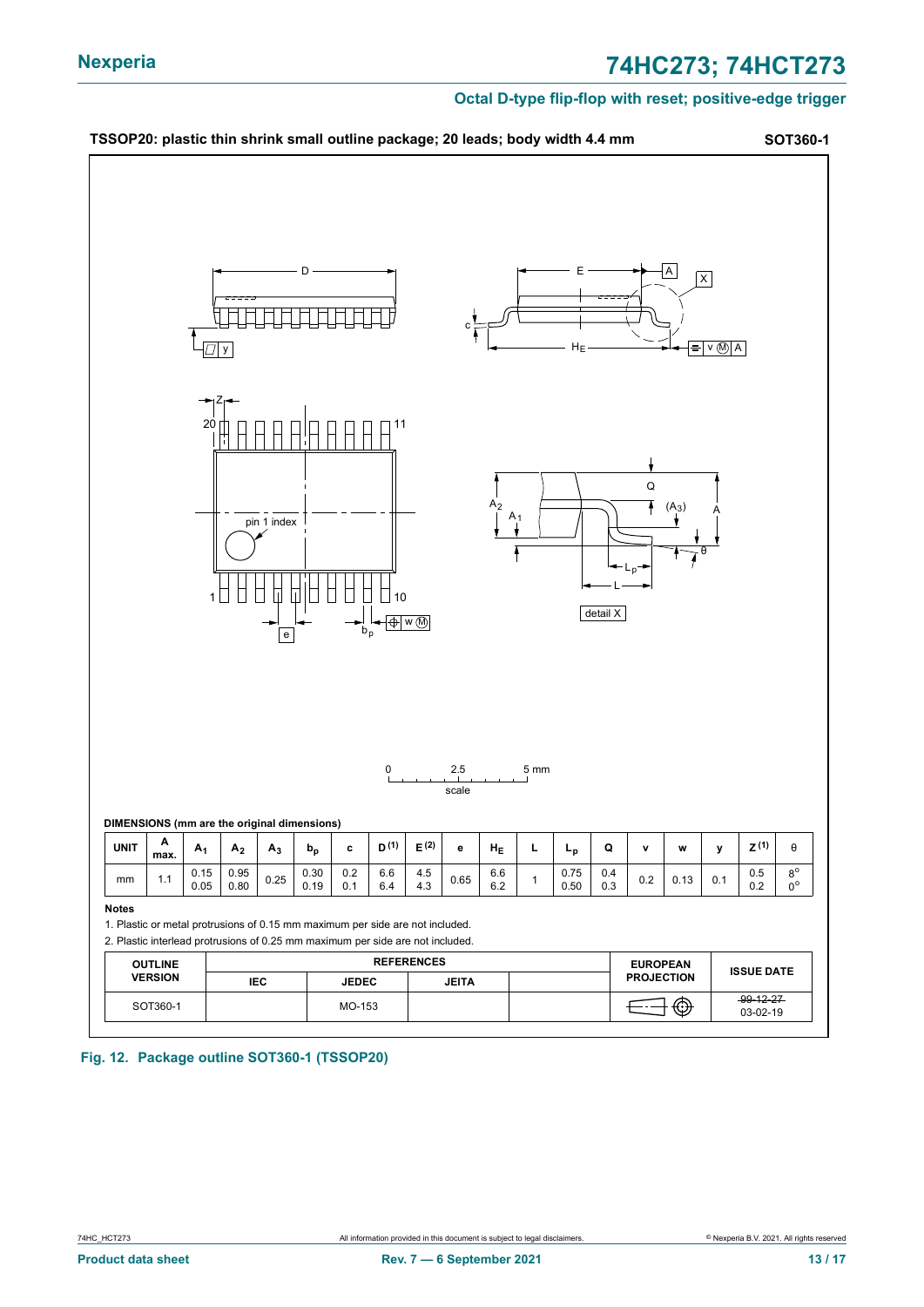## TSSOP20: plastic thin shrink small outline package; 20 leads; body width 4.4 mm — SOT360-1

DIMENSIONS (mm are the original dimensions)

| UNIT | A max. | $A_1$ | $A_2$ | $A_3$ | $b_p$ | c | D [(1)] | E [(2)] | e | $H_E$ | L | $L_p$ | Q | v | w | y | Z [(1)] | θ |
|---|---|---|---|---|---|---|---|---|---|---|---|---|---|---|---|---|---|---|
| mm | 1.1 | 0.15<br>0.05 | 0.95<br>0.80 | 0.25 | 0.30<br>0.19 | 0.2<br>0.1 | 6.6<br>6.4 | 4.5<br>4.3 | 0.65 | 6.6<br>6.2 | 1 | 0.75<br>0.50 | 0.4<br>0.3 | 0.2 | 0.13 | 0.1 | 0.5<br>0.2 | 8°<br>0° |

**Notes**

1. Plastic or metal protrusions of 0.15 mm maximum per side are not included.
2. Plastic interlead protrusions of 0.25 mm maximum per side are not included.

| OUTLINE VERSION | REFERENCES | | | | EUROPEAN PROJECTION | ISSUE DATE |
|---|---|---|---|---|---|---|
| | IEC | JEDEC | JEITA | | | |
| SOT360-1 | | MO-153 | | | | ~~99-12-27~~<br>03-02-19 |

**Fig. 12. Package outline SOT360-1 (TSSOP20)**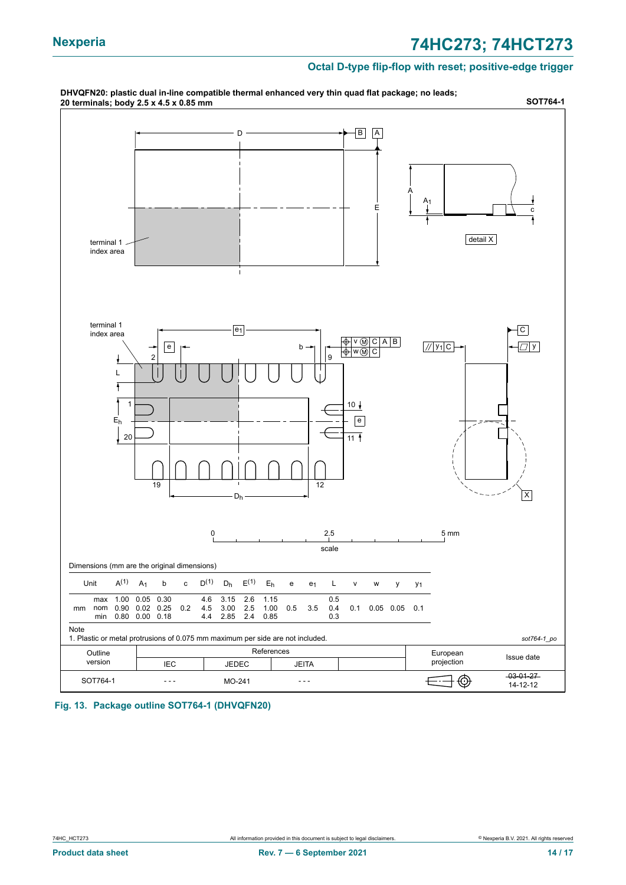**DHVQFN20: plastic dual in-line compatible thermal enhanced very thin quad flat package; no leads; 20 terminals; body 2.5 x 4.5 x 0.85 mm**

**SOT764-1**

Dimensions (mm are the original dimensions)

| Unit | | $A^{(1)}$ | $A_1$ | b | c | $D^{(1)}$ | $D_h$ | $E^{(1)}$ | $E_h$ | e | $e_1$ | L | v | w | y | $y_1$ |
|---|---|---|---|---|---|---|---|---|---|---|---|---|---|---|---|---|
| mm | max | 1.00 | 0.05 | 0.30 | | 4.6 | 3.15 | 2.6 | 1.15 | | | 0.5 | | | | |
| | nom | 0.90 | 0.02 | 0.25 | 0.2 | 4.5 | 3.00 | 2.5 | 1.00 | 0.5 | 3.5 | 0.4 | 0.1 | 0.05 | 0.05 | 0.1 |
| | min | 0.80 | 0.00 | 0.18 | | 4.4 | 2.85 | 2.4 | 0.85 | | | 0.3 | | | | |

Note

1. Plastic or metal protrusions of 0.075 mm maximum per side are not included.

sot764-1_po

| Outline version | References IEC | References JEDEC | References JEITA | European projection | Issue date |
|---|---|---|---|---|---|
| SOT764-1 | - - - | MO-241 | - - - | | ~~03-01-27~~ 14-12-12 |

**Fig. 13. Package outline SOT764-1 (DHVQFN20)**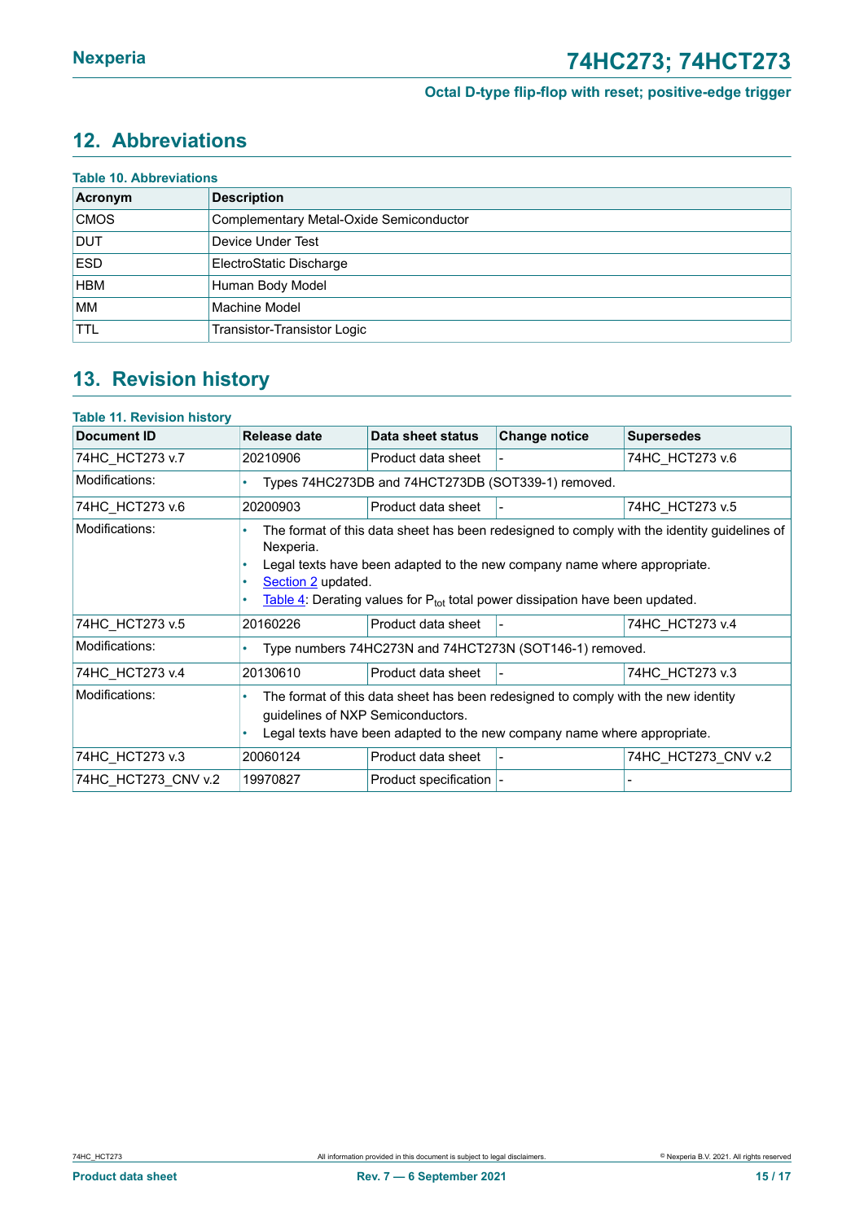## 12. Abbreviations

**Table 10. Abbreviations**

| Acronym | Description |
|---|---|
| CMOS | Complementary Metal-Oxide Semiconductor |
| DUT | Device Under Test |
| ESD | ElectroStatic Discharge |
| HBM | Human Body Model |
| MM | Machine Model |
| TTL | Transistor-Transistor Logic |

## 13. Revision history

**Table 11. Revision history**

| Document ID | Release date | Data sheet status | Change notice | Supersedes |
|---|---|---|---|---|
| 74HC_HCT273 v.7 | 20210906 | Product data sheet | - | 74HC_HCT273 v.6 |
| Modifications: | • Types 74HC273DB and 74HCT273DB (SOT339-1) removed. | | | |
| 74HC_HCT273 v.6 | 20200903 | Product data sheet | - | 74HC_HCT273 v.5 |
| Modifications: | • The format of this data sheet has been redesigned to comply with the identity guidelines of Nexperia. • Legal texts have been adapted to the new company name where appropriate. • Section 2 updated. • Table 4: Derating values for $P_{tot}$ total power dissipation have been updated. | | | |
| 74HC_HCT273 v.5 | 20160226 | Product data sheet | - | 74HC_HCT273 v.4 |
| Modifications: | • Type numbers 74HC273N and 74HCT273N (SOT146-1) removed. | | | |
| 74HC_HCT273 v.4 | 20130610 | Product data sheet | - | 74HC_HCT273 v.3 |
| Modifications: | • The format of this data sheet has been redesigned to comply with the new identity guidelines of NXP Semiconductors. • Legal texts have been adapted to the new company name where appropriate. | | | |
| 74HC_HCT273 v.3 | 20060124 | Product data sheet | - | 74HC_HCT273_CNV v.2 |
| 74HC_HCT273_CNV v.2 | 19970827 | Product specification | - | - |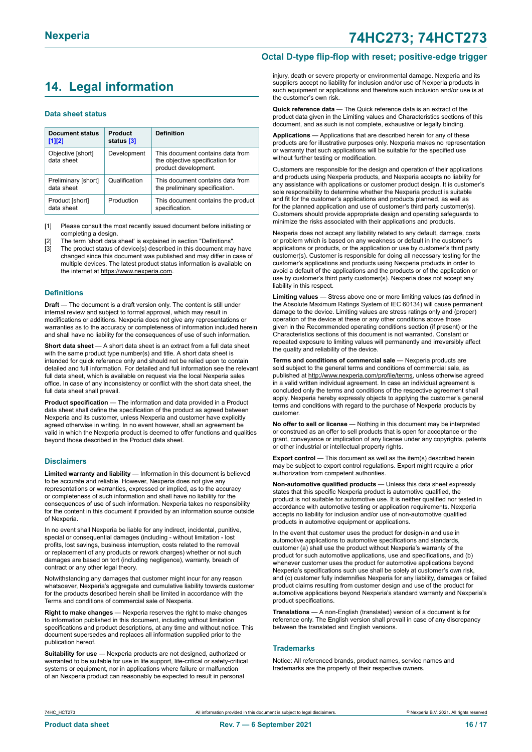## 14. Legal information

### Data sheet status

| Document status [1][2] | Product status [3] | Definition |
|---|---|---|
| Objective [short] data sheet | Development | This document contains data from the objective specification for product development. |
| Preliminary [short] data sheet | Qualification | This document contains data from the preliminary specification. |
| Product [short] data sheet | Production | This document contains the product specification. |

[1] Please consult the most recently issued document before initiating or completing a design.
[2] The term 'short data sheet' is explained in section "Definitions".
[3] The product status of device(s) described in this document may have changed since this document was published and may differ in case of multiple devices. The latest product status information is available on the internet at https://www.nexperia.com.

### Definitions

**Draft** — The document is a draft version only. The content is still under internal review and subject to formal approval, which may result in modifications or additions. Nexperia does not give any representations or warranties as to the accuracy or completeness of information included herein and shall have no liability for the consequences of use of such information.

**Short data sheet** — A short data sheet is an extract from a full data sheet with the same product type number(s) and title. A short data sheet is intended for quick reference only and should not be relied upon to contain detailed and full information. For detailed and full information see the relevant full data sheet, which is available on request via the local Nexperia sales office. In case of any inconsistency or conflict with the short data sheet, the full data sheet shall prevail.

**Product specification** — The information and data provided in a Product data sheet shall define the specification of the product as agreed between Nexperia and its customer, unless Nexperia and customer have explicitly agreed otherwise in writing. In no event however, shall an agreement be valid in which the Nexperia product is deemed to offer functions and qualities beyond those described in the Product data sheet.

### Disclaimers

**Limited warranty and liability** — Information in this document is believed to be accurate and reliable. However, Nexperia does not give any representations or warranties, expressed or implied, as to the accuracy or completeness of such information and shall have no liability for the consequences of use of such information. Nexperia takes no responsibility for the content in this document if provided by an information source outside of Nexperia.

In no event shall Nexperia be liable for any indirect, incidental, punitive, special or consequential damages (including - without limitation - lost profits, lost savings, business interruption, costs related to the removal or replacement of any products or rework charges) whether or not such damages are based on tort (including negligence), warranty, breach of contract or any other legal theory.

Notwithstanding any damages that customer might incur for any reason whatsoever, Nexperia's aggregate and cumulative liability towards customer for the products described herein shall be limited in accordance with the Terms and conditions of commercial sale of Nexperia.

**Right to make changes** — Nexperia reserves the right to make changes to information published in this document, including without limitation specifications and product descriptions, at any time and without notice. This document supersedes and replaces all information supplied prior to the publication hereof.

**Suitability for use** — Nexperia products are not designed, authorized or warranted to be suitable for use in life support, life-critical or safety-critical systems or equipment, nor in applications where failure or malfunction of an Nexperia product can reasonably be expected to result in personal injury, death or severe property or environmental damage. Nexperia and its suppliers accept no liability for inclusion and/or use of Nexperia products in such equipment or applications and therefore such inclusion and/or use is at the customer's own risk.

**Quick reference data** — The Quick reference data is an extract of the product data given in the Limiting values and Characteristics sections of this document, and as such is not complete, exhaustive or legally binding.

**Applications** — Applications that are described herein for any of these products are for illustrative purposes only. Nexperia makes no representation or warranty that such applications will be suitable for the specified use without further testing or modification.

Customers are responsible for the design and operation of their applications and products using Nexperia products, and Nexperia accepts no liability for any assistance with applications or customer product design. It is customer's sole responsibility to determine whether the Nexperia product is suitable and fit for the customer's applications and products planned, as well as for the planned application and use of customer's third party customer(s). Customers should provide appropriate design and operating safeguards to minimize the risks associated with their applications and products.

Nexperia does not accept any liability related to any default, damage, costs or problem which is based on any weakness or default in the customer's applications or products, or the application or use by customer's third party customer(s). Customer is responsible for doing all necessary testing for the customer's applications and products using Nexperia products in order to avoid a default of the applications and the products or of the application or use by customer's third party customer(s). Nexperia does not accept any liability in this respect.

**Limiting values** — Stress above one or more limiting values (as defined in the Absolute Maximum Ratings System of IEC 60134) will cause permanent damage to the device. Limiting values are stress ratings only and (proper) operation of the device at these or any other conditions above those given in the Recommended operating conditions section (if present) or the Characteristics sections of this document is not warranted. Constant or repeated exposure to limiting values will permanently and irreversibly affect the quality and reliability of the device.

**Terms and conditions of commercial sale** — Nexperia products are sold subject to the general terms and conditions of commercial sale, as published at http://www.nexperia.com/profile/terms, unless otherwise agreed in a valid written individual agreement. In case an individual agreement is concluded only the terms and conditions of the respective agreement shall apply. Nexperia hereby expressly objects to applying the customer's general terms and conditions with regard to the purchase of Nexperia products by customer.

**No offer to sell or license** — Nothing in this document may be interpreted or construed as an offer to sell products that is open for acceptance or the grant, conveyance or implication of any license under any copyrights, patents or other industrial or intellectual property rights.

**Export control** — This document as well as the item(s) described herein may be subject to export control regulations. Export might require a prior authorization from competent authorities.

**Non-automotive qualified products** — Unless this data sheet expressly states that this specific Nexperia product is automotive qualified, the product is not suitable for automotive use. It is neither qualified nor tested in accordance with automotive testing or application requirements. Nexperia accepts no liability for inclusion and/or use of non-automotive qualified products in automotive equipment or applications.

In the event that customer uses the product for design-in and use in automotive applications to automotive specifications and standards, customer (a) shall use the product without Nexperia's warranty of the product for such automotive applications, use and specifications, and (b) whenever customer uses the product for automotive applications beyond Nexperia's specifications such use shall be solely at customer's own risk, and (c) customer fully indemnifies Nexperia for any liability, damages or failed product claims resulting from customer design and use of the product for automotive applications beyond Nexperia's standard warranty and Nexperia's product specifications.

**Translations** — A non-English (translated) version of a document is for reference only. The English version shall prevail in case of any discrepancy between the translated and English versions.

### Trademarks

Notice: All referenced brands, product names, service names and trademarks are the property of their respective owners.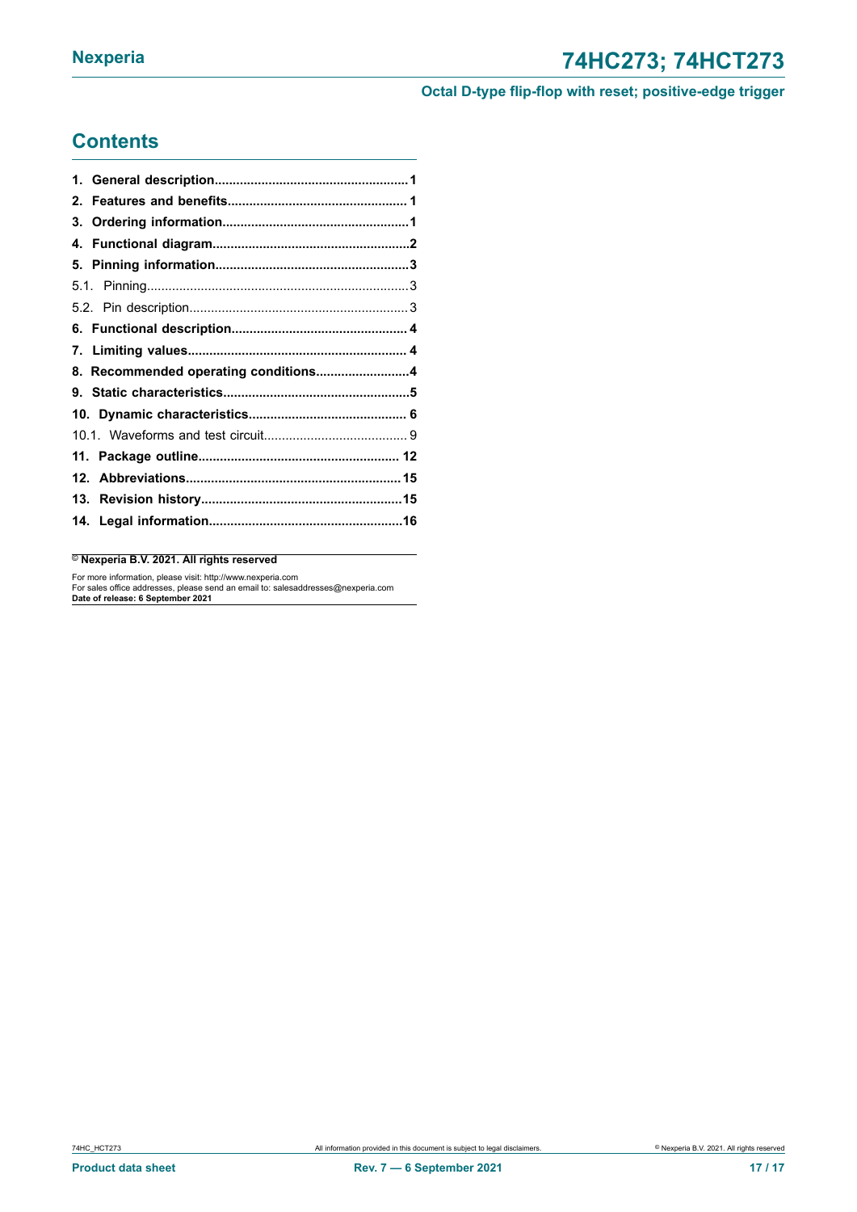## Contents

**1. General description......................................................1**
**2. Features and benefits..................................................1**
**3. Ordering information....................................................1**
**4. Functional diagram......................................................2**
**5. Pinning information......................................................3**
5.1. Pinning........................................................................3
5.2. Pin description............................................................3
**6. Functional description.................................................4**
**7. Limiting values............................................................4**
**8. Recommended operating conditions..........................4**
**9. Static characteristics....................................................5**
**10. Dynamic characteristics............................................6**
10.1. Waveforms and test circuit.......................................9
**11. Package outline.......................................................12**
**12. Abbreviations...........................................................15**
**13. Revision history.......................................................15**
**14. Legal information.....................................................16**

**© Nexperia B.V. 2021. All rights reserved**

For more information, please visit: http://www.nexperia.com
For sales office addresses, please send an email to: salesaddresses@nexperia.com
**Date of release: 6 September 2021**